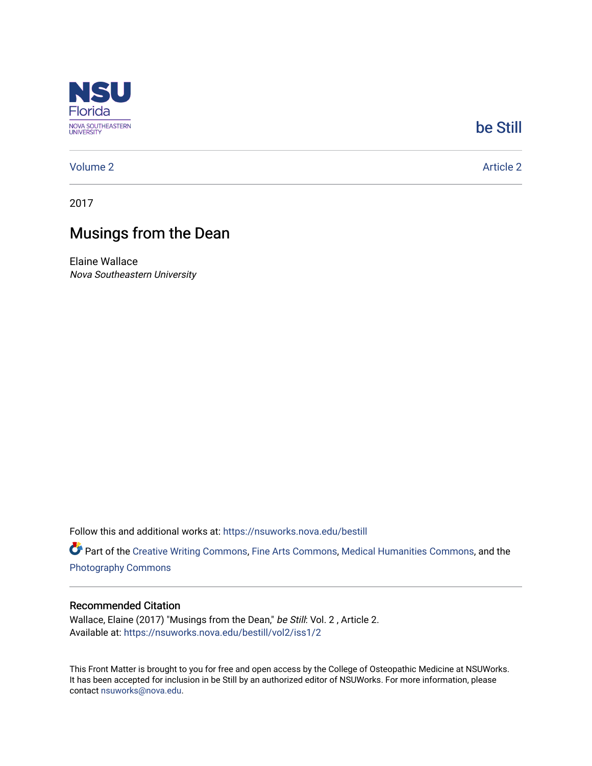NSU Florida
NOVA SOUTHEASTERN UNIVERSITY

be Still

Volume 2 | Article 2

2017

# Musings from the Dean

Elaine Wallace
*Nova Southeastern University*

Follow this and additional works at: https://nsuworks.nova.edu/bestill

Part of the Creative Writing Commons, Fine Arts Commons, Medical Humanities Commons, and the Photography Commons

## Recommended Citation

Wallace, Elaine (2017) "Musings from the Dean," *be Still*: Vol. 2 , Article 2.
Available at: https://nsuworks.nova.edu/bestill/vol2/iss1/2

This Front Matter is brought to you for free and open access by the College of Osteopathic Medicine at NSUWorks. It has been accepted for inclusion in be Still by an authorized editor of NSUWorks. For more information, please contact nsuworks@nova.edu.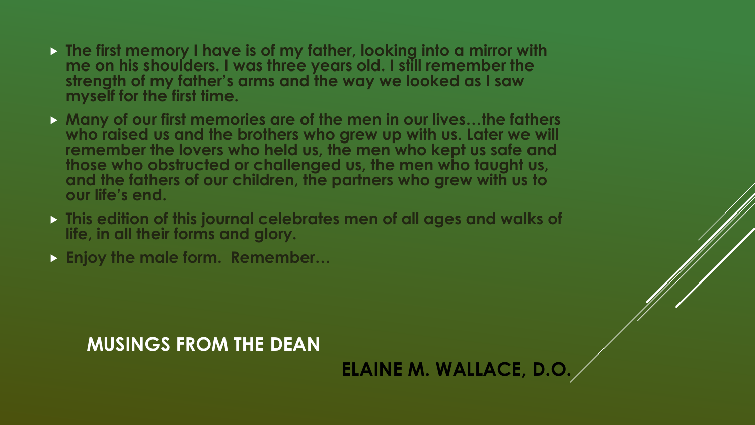- The first memory I have is of my father, looking into a mirror with me on his shoulders. I was three years old. I still remember the strength of my father's arms and the way we looked as I saw myself for the first time.
- Many of our first memories are of the men in our lives…the fathers who raised us and the brothers who grew up with us. Later we will remember the lovers who held us, the men who kept us safe and those who obstructed or challenged us, the men who taught us, and the fathers of our children, the partners who grew with us to our life's end.
- This edition of this journal celebrates men of all ages and walks of life, in all their forms and glory.
- Enjoy the male form. Remember…

## MUSINGS FROM THE DEAN

**ELAINE M. WALLACE, D.O.**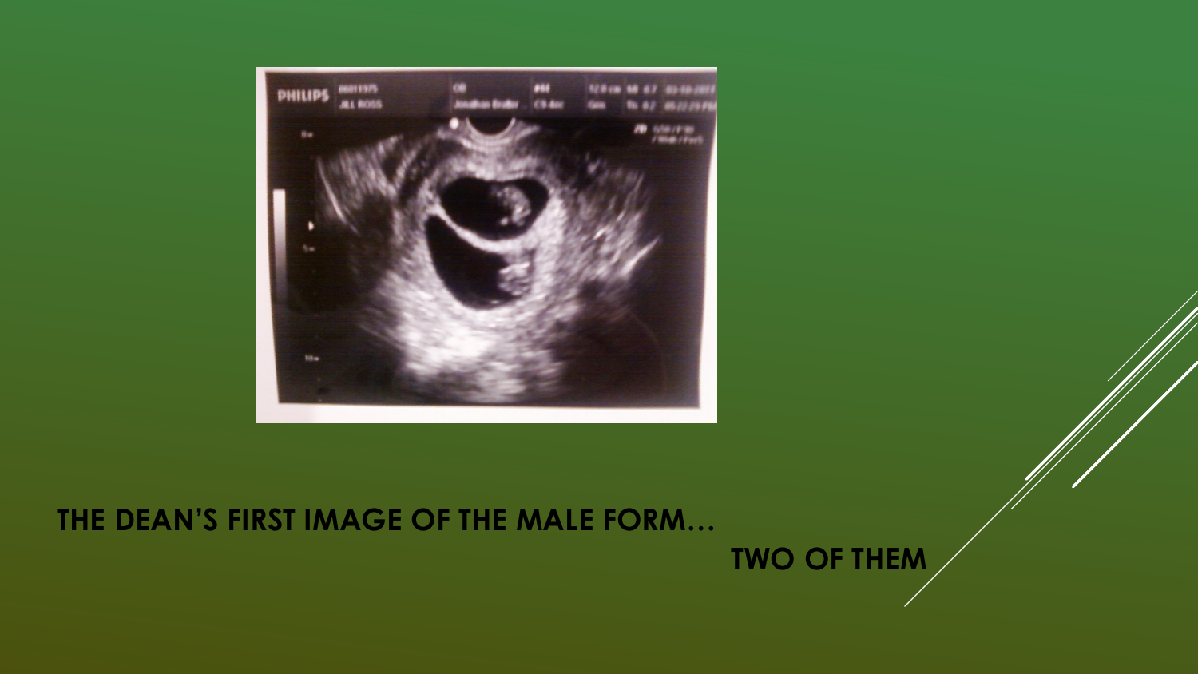THE DEAN'S FIRST IMAGE OF THE MALE FORM…

TWO OF THEM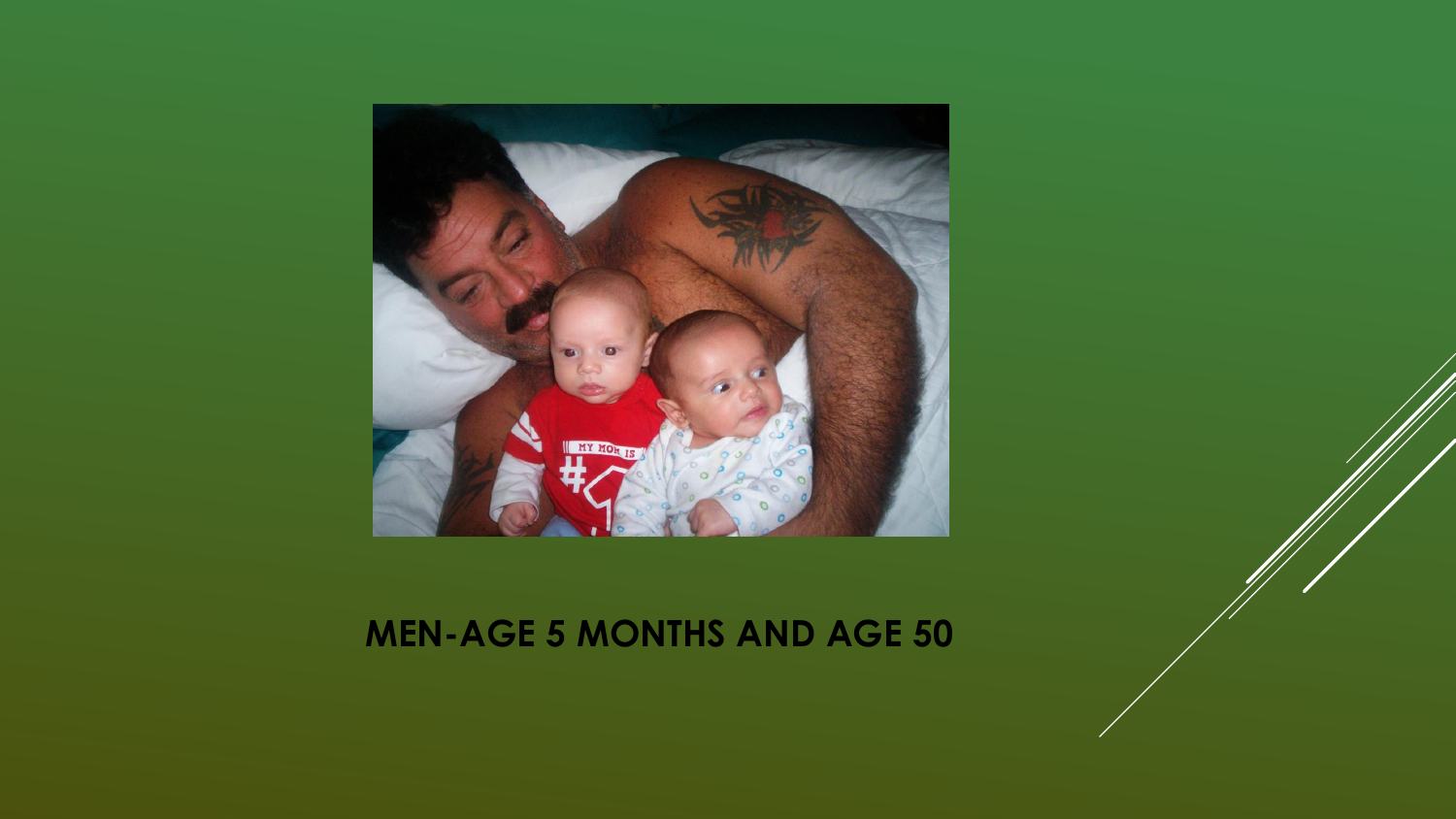**MEN-AGE 5 MONTHS AND AGE 50**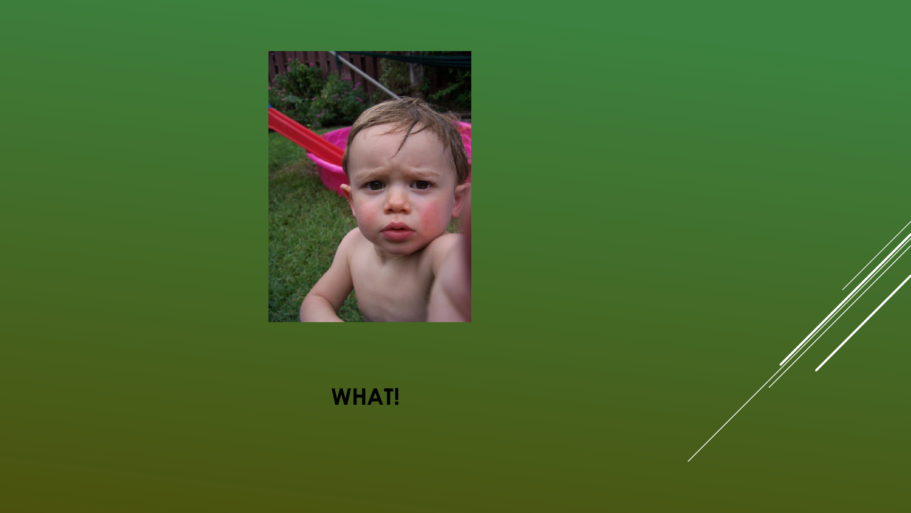**WHAT!**